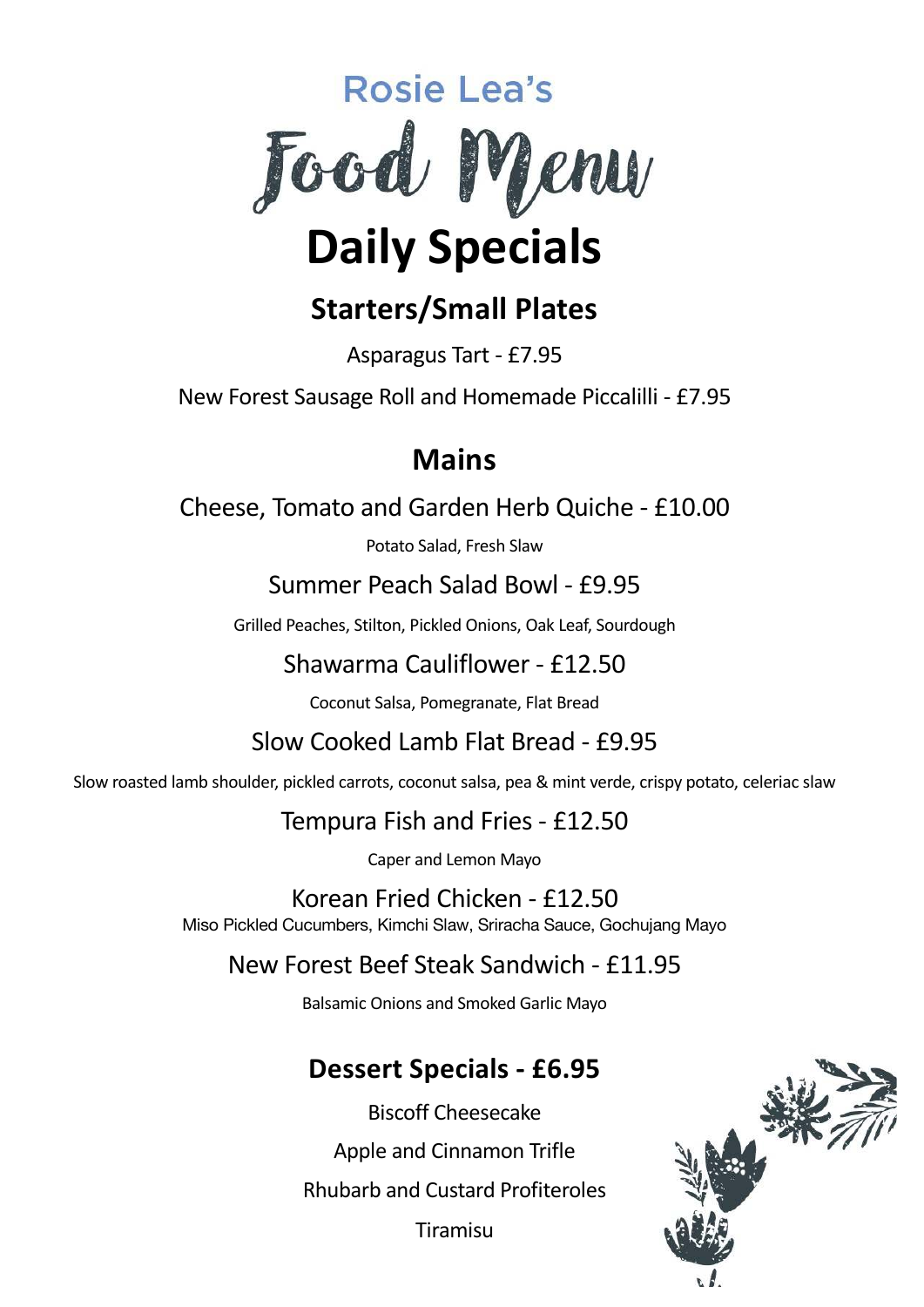Rosie Lea's

# Food Menu

# Daily Specials

## Starters/Small Plates

Asparagus Tart - £7.95

New Forest Sausage Roll and Homemade Piccalilli - £7.95

## Mains

Cheese, Tomato and Garden Herb Quiche - £10.00

Potato Salad, Fresh Slaw

Summer Peach Salad Bowl - £9.95

Grilled Peaches, Stilton, Pickled Onions, Oak Leaf, Sourdough

Shawarma Cauliflower - £12.50

Coconut Salsa, Pomegranate, Flat Bread

Slow Cooked Lamb Flat Bread - £9.95

Slow roasted lamb shoulder, pickled carrots, coconut salsa, pea & mint verde, crispy potato, celeriac slaw

Tempura Fish and Fries - £12.50

Caper and Lemon Mayo

Korean Fried Chicken - £12.50

Miso Pickled Cucumbers, Kimchi Slaw, Sriracha Sauce, Gochujang Mayo

New Forest Beef Steak Sandwich - £11.95

Balsamic Onions and Smoked Garlic Mayo

## Dessert Specials - £6.95

Biscoff Cheesecake

Apple and Cinnamon Trifle

Rhubarb and Custard Profiteroles

Tiramisu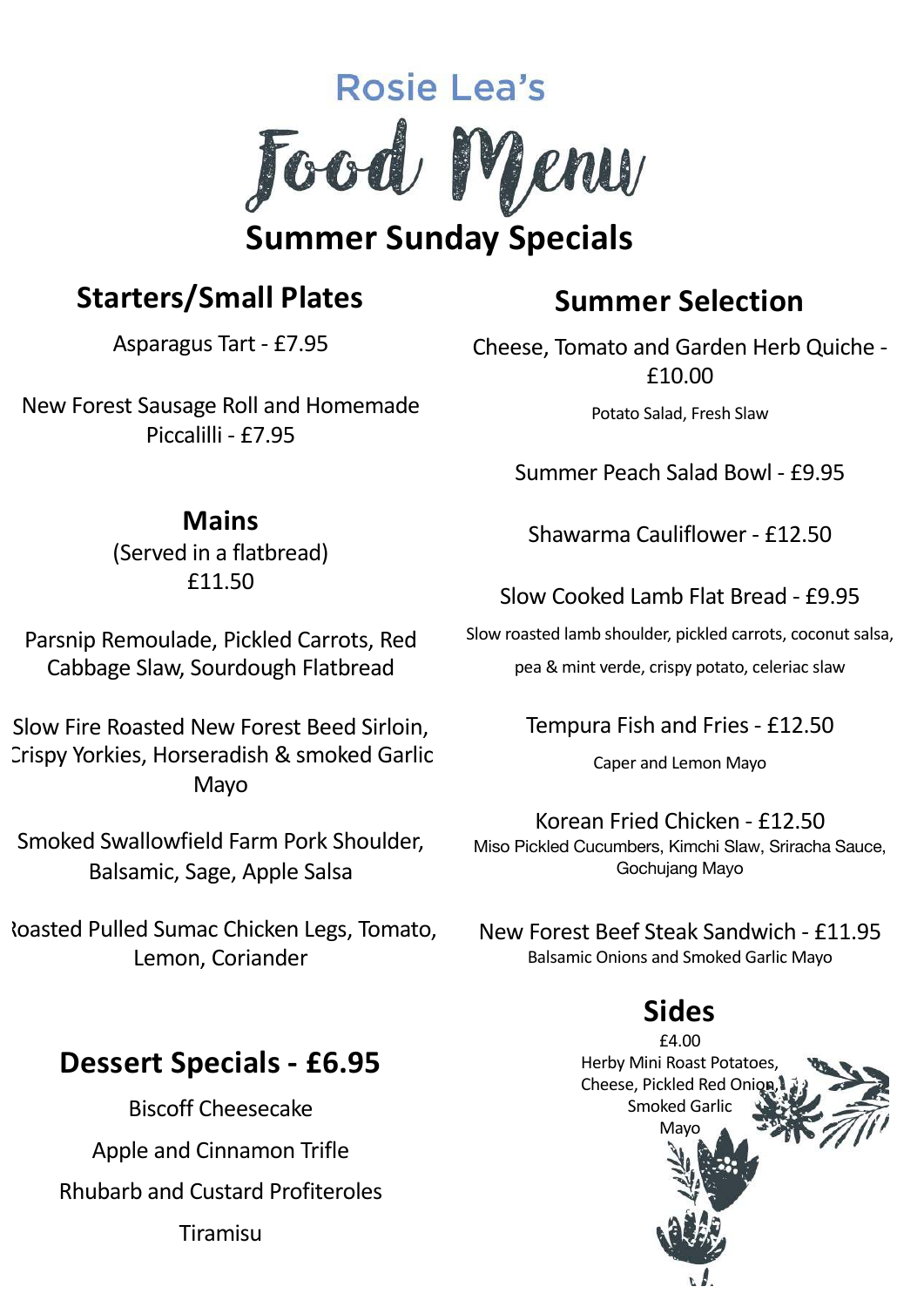Rosie Lea's

# Food Menu

## Summer Sunday Specials

### Starters/Small Plates

Asparagus Tart - £7.95

New Forest Sausage Roll and Homemade Piccalilli - £7.95

### Mains

(Served in a flatbread)
£11.50

Parsnip Remoulade, Pickled Carrots, Red Cabbage Slaw, Sourdough Flatbread

Slow Fire Roasted New Forest Beed Sirloin, Crispy Yorkies, Horseradish & smoked Garlic Mayo

Smoked Swallowfield Farm Pork Shoulder, Balsamic, Sage, Apple Salsa

Roasted Pulled Sumac Chicken Legs, Tomato, Lemon, Coriander

### Dessert Specials - £6.95

Biscoff Cheesecake

Apple and Cinnamon Trifle

Rhubarb and Custard Profiteroles

Tiramisu

### Summer Selection

Cheese, Tomato and Garden Herb Quiche - £10.00

Potato Salad, Fresh Slaw

Summer Peach Salad Bowl - £9.95

Shawarma Cauliflower - £12.50

Slow Cooked Lamb Flat Bread - £9.95

Slow roasted lamb shoulder, pickled carrots, coconut salsa, pea & mint verde, crispy potato, celeriac slaw

Tempura Fish and Fries - £12.50

Caper and Lemon Mayo

Korean Fried Chicken - £12.50

Miso Pickled Cucumbers, Kimchi Slaw, Sriracha Sauce, Gochujang Mayo

New Forest Beef Steak Sandwich - £11.95

Balsamic Onions and Smoked Garlic Mayo

### Sides

£4.00

Herby Mini Roast Potatoes, Cheese, Pickled Red Onion, Smoked Garlic Mayo